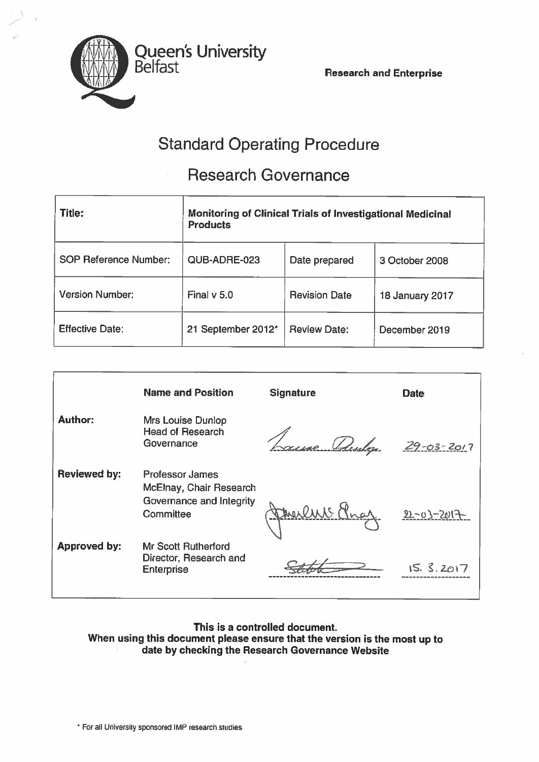Queen's University Belfast

**Research and Enterprise**

# Standard Operating Procedure

## Research Governance

| **Title:** | **Monitoring of Clinical Trials of Investigational Medicinal Products** | | |
|---|---|---|---|
| SOP Reference Number: | QUB-ADRE-023 | Date prepared | 3 October 2008 |
| Version Number: | Final v 5.0 | Revision Date | 18 January 2017 |
| Effective Date: | 21 September 2012* | Review Date: | December 2019 |

| | **Name and Position** | **Signature** | **Date** |
|---|---|---|---|
| **Author:** | Mrs Louise Dunlop Head of Research Governance | Louise Dunlop | 29-03-2017 |
| **Reviewed by:** | Professor James McElnay, Chair Research Governance and Integrity Committee | James McElnay | 22-03-2017 |
| **Approved by:** | Mr Scott Rutherford Director, Research and Enterprise | Scott | 15.3.2017 |

**This is a controlled document.**
**When using this document please ensure that the version is the most up to date by checking the Research Governance Website**

\* For all University sponsored IMP research studies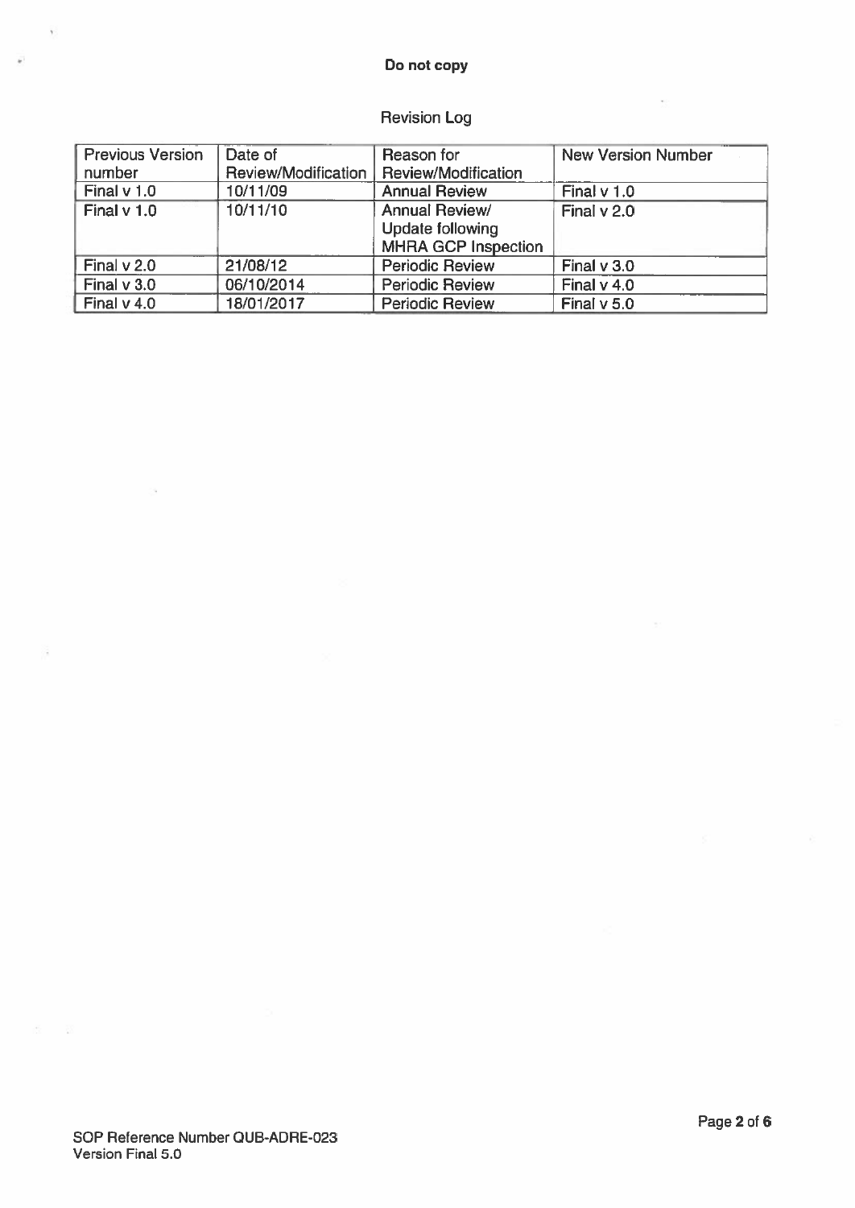**Do not copy**

Revision Log

| Previous Version number | Date of Review/Modification | Reason for Review/Modification | New Version Number |
|---|---|---|---|
| Final v 1.0 | 10/11/09 | Annual Review | Final v 1.0 |
| Final v 1.0 | 10/11/10 | Annual Review/ Update following MHRA GCP Inspection | Final v 2.0 |
| Final v 2.0 | 21/08/12 | Periodic Review | Final v 3.0 |
| Final v 3.0 | 06/10/2014 | Periodic Review | Final v 4.0 |
| Final v 4.0 | 18/01/2017 | Periodic Review | Final v 5.0 |

SOP Reference Number QUB-ADRE-023
Version Final 5.0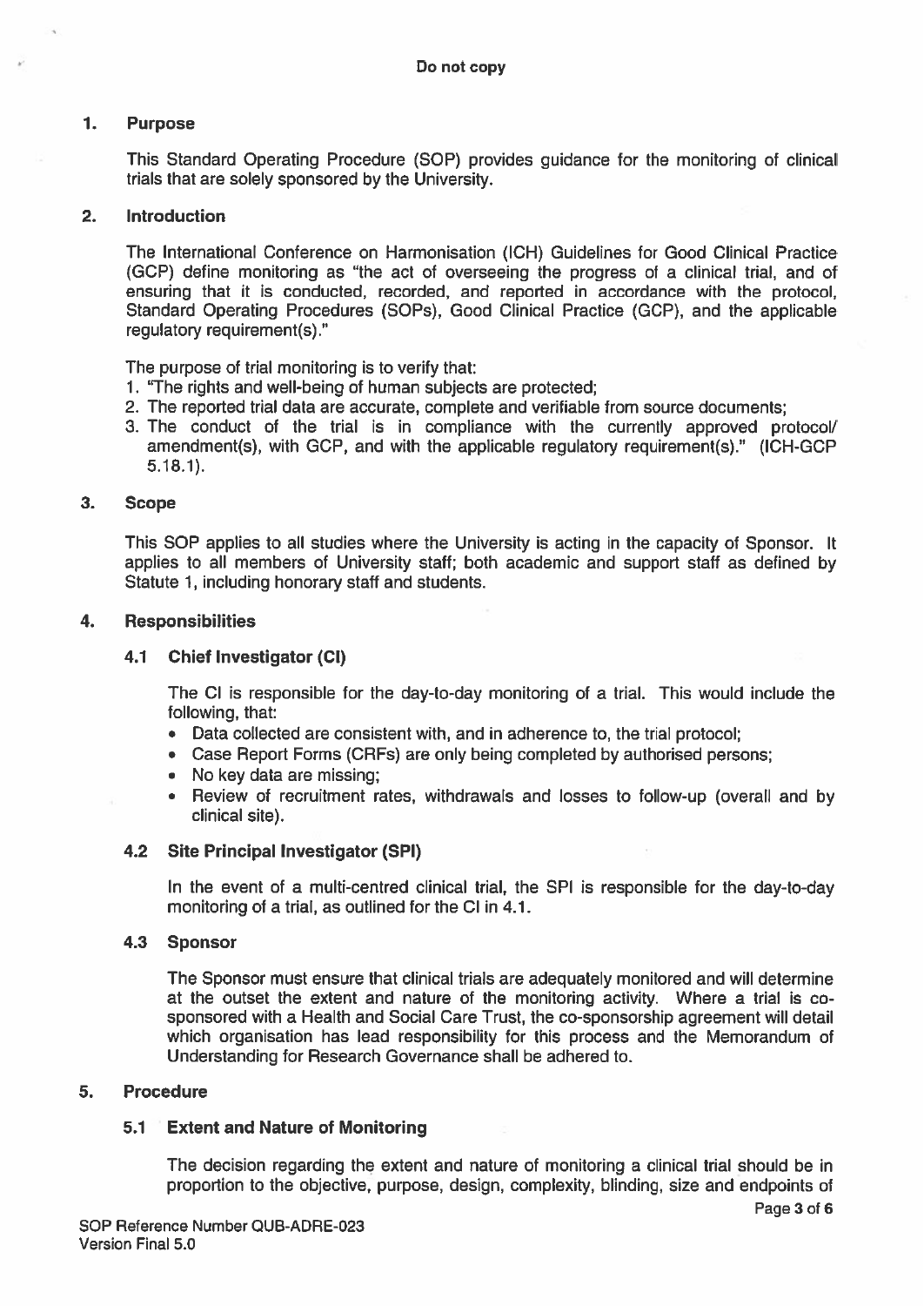## 1. Purpose

This Standard Operating Procedure (SOP) provides guidance for the monitoring of clinical trials that are solely sponsored by the University.

## 2. Introduction

The International Conference on Harmonisation (ICH) Guidelines for Good Clinical Practice (GCP) define monitoring as "the act of overseeing the progress of a clinical trial, and of ensuring that it is conducted, recorded, and reported in accordance with the protocol, Standard Operating Procedures (SOPs), Good Clinical Practice (GCP), and the applicable regulatory requirement(s)."

The purpose of trial monitoring is to verify that:

1. "The rights and well-being of human subjects are protected;
2. The reported trial data are accurate, complete and verifiable from source documents;
3. The conduct of the trial is in compliance with the currently approved protocol/ amendment(s), with GCP, and with the applicable regulatory requirement(s)." (ICH-GCP 5.18.1).

## 3. Scope

This SOP applies to all studies where the University is acting in the capacity of Sponsor. It applies to all members of University staff; both academic and support staff as defined by Statute 1, including honorary staff and students.

## 4. Responsibilities

### 4.1 Chief Investigator (CI)

The CI is responsible for the day-to-day monitoring of a trial. This would include the following, that:

- Data collected are consistent with, and in adherence to, the trial protocol;
- Case Report Forms (CRFs) are only being completed by authorised persons;
- No key data are missing;
- Review of recruitment rates, withdrawals and losses to follow-up (overall and by clinical site).

### 4.2 Site Principal Investigator (SPI)

In the event of a multi-centred clinical trial, the SPI is responsible for the day-to-day monitoring of a trial, as outlined for the CI in 4.1.

### 4.3 Sponsor

The Sponsor must ensure that clinical trials are adequately monitored and will determine at the outset the extent and nature of the monitoring activity. Where a trial is co-sponsored with a Health and Social Care Trust, the co-sponsorship agreement will detail which organisation has lead responsibility for this process and the Memorandum of Understanding for Research Governance shall be adhered to.

## 5. Procedure

### 5.1 Extent and Nature of Monitoring

The decision regarding the extent and nature of monitoring a clinical trial should be in proportion to the objective, purpose, design, complexity, blinding, size and endpoints of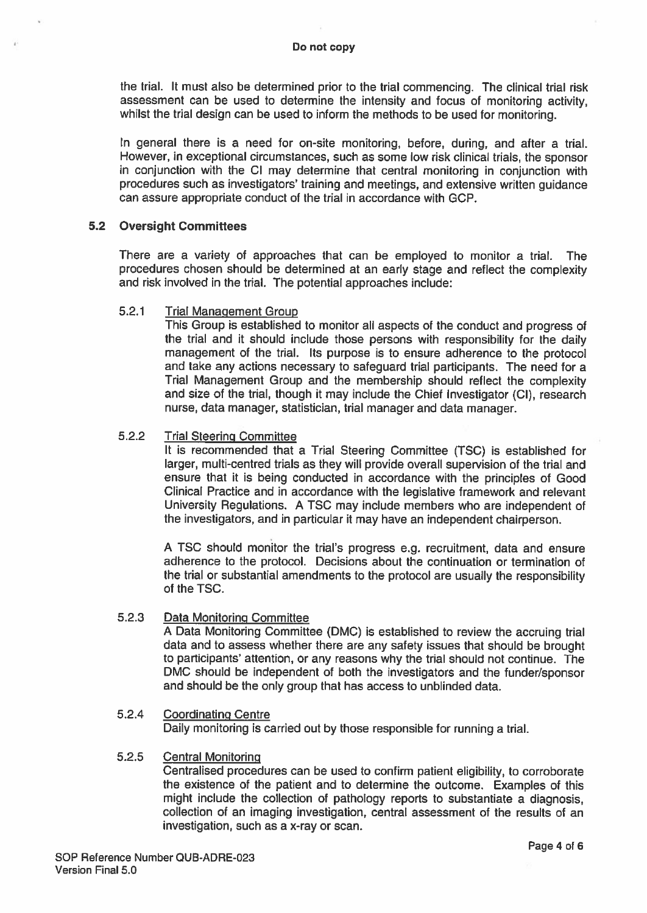the trial. It must also be determined prior to the trial commencing. The clinical trial risk assessment can be used to determine the intensity and focus of monitoring activity, whilst the trial design can be used to inform the methods to be used for monitoring.

In general there is a need for on-site monitoring, before, during, and after a trial. However, in exceptional circumstances, such as some low risk clinical trials, the sponsor in conjunction with the CI may determine that central monitoring in conjunction with procedures such as investigators' training and meetings, and extensive written guidance can assure appropriate conduct of the trial in accordance with GCP.

## 5.2 Oversight Committees

There are a variety of approaches that can be employed to monitor a trial. The procedures chosen should be determined at an early stage and reflect the complexity and risk involved in the trial. The potential approaches include:

### 5.2.1 Trial Management Group

This Group is established to monitor all aspects of the conduct and progress of the trial and it should include those persons with responsibility for the daily management of the trial. Its purpose is to ensure adherence to the protocol and take any actions necessary to safeguard trial participants. The need for a Trial Management Group and the membership should reflect the complexity and size of the trial, though it may include the Chief Investigator (CI), research nurse, data manager, statistician, trial manager and data manager.

### 5.2.2 Trial Steering Committee

It is recommended that a Trial Steering Committee (TSC) is established for larger, multi-centred trials as they will provide overall supervision of the trial and ensure that it is being conducted in accordance with the principles of Good Clinical Practice and in accordance with the legislative framework and relevant University Regulations. A TSC may include members who are independent of the investigators, and in particular it may have an independent chairperson.

A TSC should monitor the trial's progress e.g. recruitment, data and ensure adherence to the protocol. Decisions about the continuation or termination of the trial or substantial amendments to the protocol are usually the responsibility of the TSC.

### 5.2.3 Data Monitoring Committee

A Data Monitoring Committee (DMC) is established to review the accruing trial data and to assess whether there are any safety issues that should be brought to participants' attention, or any reasons why the trial should not continue. The DMC should be independent of both the investigators and the funder/sponsor and should be the only group that has access to unblinded data.

### 5.2.4 Coordinating Centre

Daily monitoring is carried out by those responsible for running a trial.

### 5.2.5 Central Monitoring

Centralised procedures can be used to confirm patient eligibility, to corroborate the existence of the patient and to determine the outcome. Examples of this might include the collection of pathology reports to substantiate a diagnosis, collection of an imaging investigation, central assessment of the results of an investigation, such as a x-ray or scan.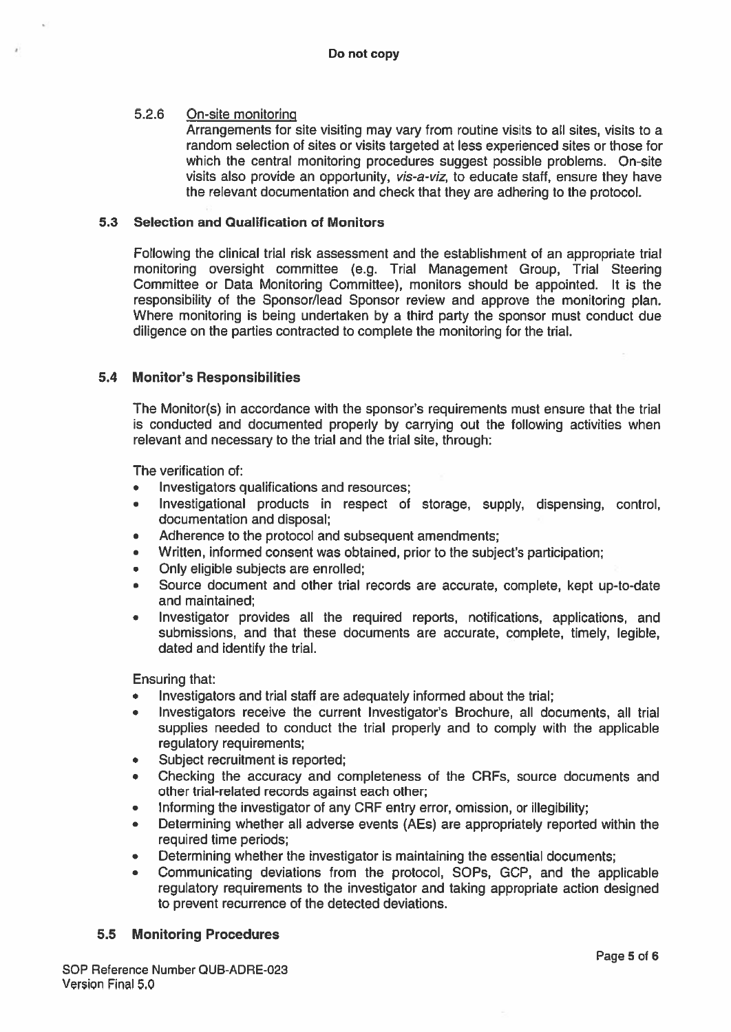#### 5.2.6 On-site monitoring

Arrangements for site visiting may vary from routine visits to all sites, visits to a random selection of sites or visits targeted at less experienced sites or those for which the central monitoring procedures suggest possible problems. On-site visits also provide an opportunity, *vis-a-viz*, to educate staff, ensure they have the relevant documentation and check that they are adhering to the protocol.

### 5.3 Selection and Qualification of Monitors

Following the clinical trial risk assessment and the establishment of an appropriate trial monitoring oversight committee (e.g. Trial Management Group, Trial Steering Committee or Data Monitoring Committee), monitors should be appointed. It is the responsibility of the Sponsor/lead Sponsor review and approve the monitoring plan. Where monitoring is being undertaken by a third party the sponsor must conduct due diligence on the parties contracted to complete the monitoring for the trial.

### 5.4 Monitor's Responsibilities

The Monitor(s) in accordance with the sponsor's requirements must ensure that the trial is conducted and documented properly by carrying out the following activities when relevant and necessary to the trial and the trial site, through:

The verification of:

- Investigators qualifications and resources;
- Investigational products in respect of storage, supply, dispensing, control, documentation and disposal;
- Adherence to the protocol and subsequent amendments;
- Written, informed consent was obtained, prior to the subject's participation;
- Only eligible subjects are enrolled;
- Source document and other trial records are accurate, complete, kept up-to-date and maintained;
- Investigator provides all the required reports, notifications, applications, and submissions, and that these documents are accurate, complete, timely, legible, dated and identify the trial.

Ensuring that:

- Investigators and trial staff are adequately informed about the trial;
- Investigators receive the current Investigator's Brochure, all documents, all trial supplies needed to conduct the trial properly and to comply with the applicable regulatory requirements;
- Subject recruitment is reported;
- Checking the accuracy and completeness of the CRFs, source documents and other trial-related records against each other;
- Informing the investigator of any CRF entry error, omission, or illegibility;
- Determining whether all adverse events (AEs) are appropriately reported within the required time periods;
- Determining whether the investigator is maintaining the essential documents;
- Communicating deviations from the protocol, SOPs, GCP, and the applicable regulatory requirements to the investigator and taking appropriate action designed to prevent recurrence of the detected deviations.

### 5.5 Monitoring Procedures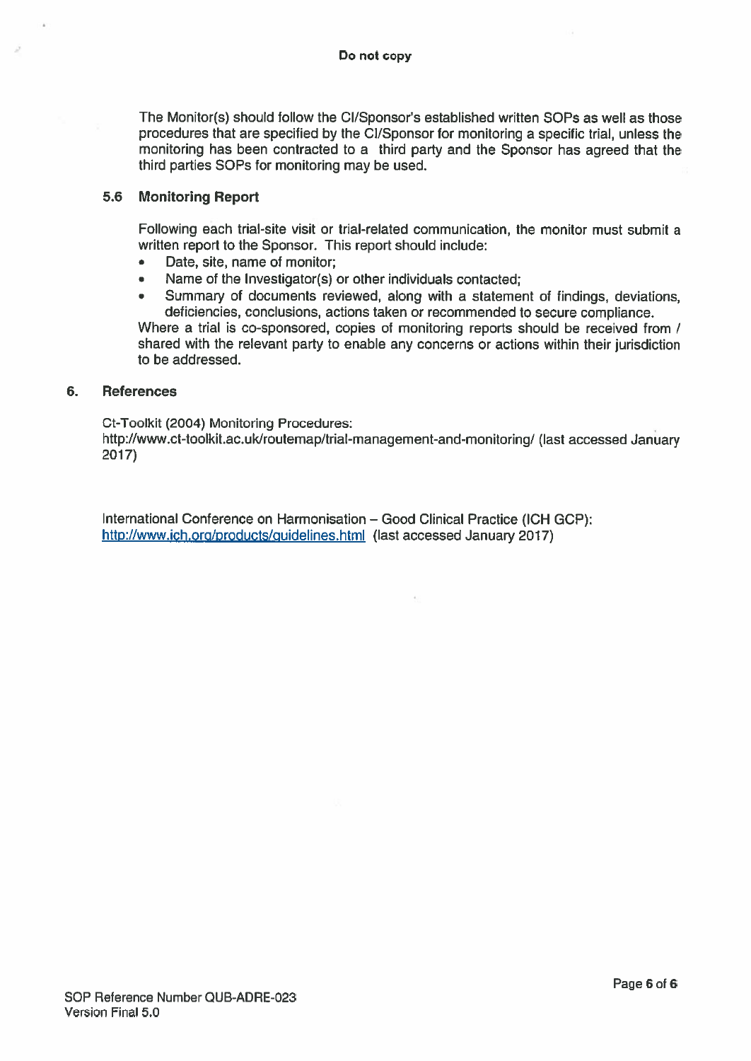The Monitor(s) should follow the CI/Sponsor's established written SOPs as well as those procedures that are specified by the CI/Sponsor for monitoring a specific trial, unless the monitoring has been contracted to a third party and the Sponsor has agreed that the third parties SOPs for monitoring may be used.

### 5.6 Monitoring Report

Following each trial-site visit or trial-related communication, the monitor must submit a written report to the Sponsor. This report should include:

- Date, site, name of monitor;
- Name of the Investigator(s) or other individuals contacted;
- Summary of documents reviewed, along with a statement of findings, deviations, deficiencies, conclusions, actions taken or recommended to secure compliance.

Where a trial is co-sponsored, copies of monitoring reports should be received from / shared with the relevant party to enable any concerns or actions within their jurisdiction to be addressed.

## 6. References

Ct-Toolkit (2004) Monitoring Procedures:
http://www.ct-toolkit.ac.uk/routemap/trial-management-and-monitoring/ (last accessed January 2017)

International Conference on Harmonisation – Good Clinical Practice (ICH GCP):
http://www.ich.org/products/guidelines.html (last accessed January 2017)